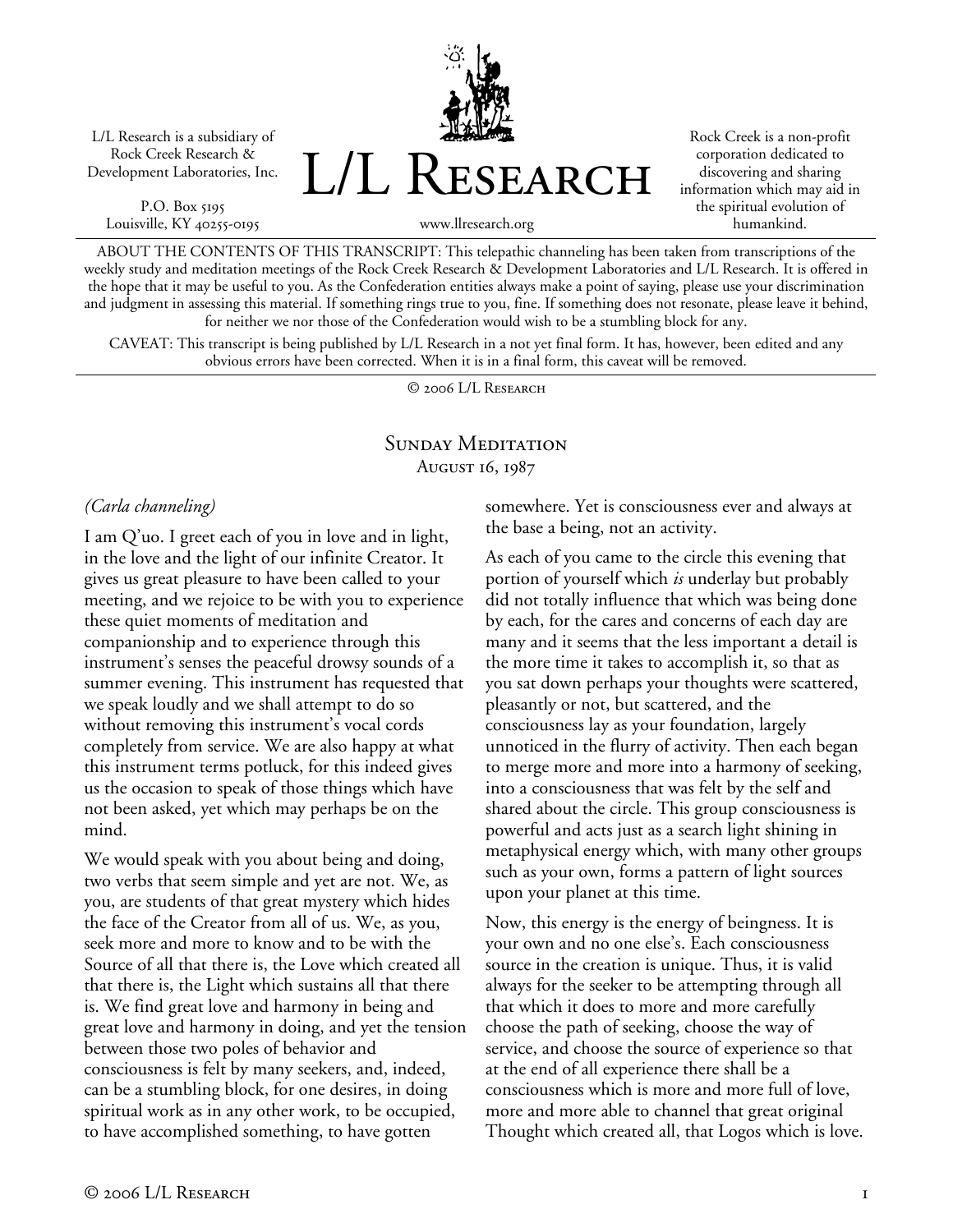L/L Research is a subsidiary of Rock Creek Research & Development Laboratories, Inc.

P.O. Box 5195
Louisville, KY 40255-0195

# L/L Research

www.llresearch.org

Rock Creek is a non-profit corporation dedicated to discovering and sharing information which may aid in the spiritual evolution of humankind.

ABOUT THE CONTENTS OF THIS TRANSCRIPT: This telepathic channeling has been taken from transcriptions of the weekly study and meditation meetings of the Rock Creek Research & Development Laboratories and L/L Research. It is offered in the hope that it may be useful to you. As the Confederation entities always make a point of saying, please use your discrimination and judgment in assessing this material. If something rings true to you, fine. If something does not resonate, please leave it behind, for neither we nor those of the Confederation would wish to be a stumbling block for any.

CAVEAT: This transcript is being published by L/L Research in a not yet final form. It has, however, been edited and any obvious errors have been corrected. When it is in a final form, this caveat will be removed.

© 2006 L/L Research

## Sunday Meditation
### August 16, 1987

*(Carla channeling)*

I am Q'uo. I greet each of you in love and in light, in the love and the light of our infinite Creator. It gives us great pleasure to have been called to your meeting, and we rejoice to be with you to experience these quiet moments of meditation and companionship and to experience through this instrument's senses the peaceful drowsy sounds of a summer evening. This instrument has requested that we speak loudly and we shall attempt to do so without removing this instrument's vocal cords completely from service. We are also happy at what this instrument terms potluck, for this indeed gives us the occasion to speak of those things which have not been asked, yet which may perhaps be on the mind.

We would speak with you about being and doing, two verbs that seem simple and yet are not. We, as you, are students of that great mystery which hides the face of the Creator from all of us. We, as you, seek more and more to know and to be with the Source of all that there is, the Love which created all that there is, the Light which sustains all that there is. We find great love and harmony in being and great love and harmony in doing, and yet the tension between those two poles of behavior and consciousness is felt by many seekers, and, indeed, can be a stumbling block, for one desires, in doing spiritual work as in any other work, to be occupied, to have accomplished something, to have gotten somewhere. Yet is consciousness ever and always at the base a being, not an activity.

As each of you came to the circle this evening that portion of yourself which *is* underlay but probably did not totally influence that which was being done by each, for the cares and concerns of each day are many and it seems that the less important a detail is the more time it takes to accomplish it, so that as you sat down perhaps your thoughts were scattered, pleasantly or not, but scattered, and the consciousness lay as your foundation, largely unnoticed in the flurry of activity. Then each began to merge more and more into a harmony of seeking, into a consciousness that was felt by the self and shared about the circle. This group consciousness is powerful and acts just as a search light shining in metaphysical energy which, with many other groups such as your own, forms a pattern of light sources upon your planet at this time.

Now, this energy is the energy of beingness. It is your own and no one else's. Each consciousness source in the creation is unique. Thus, it is valid always for the seeker to be attempting through all that which it does to more and more carefully choose the path of seeking, choose the way of service, and choose the source of experience so that at the end of all experience there shall be a consciousness which is more and more full of love, more and more able to channel that great original Thought which created all, that Logos which is love.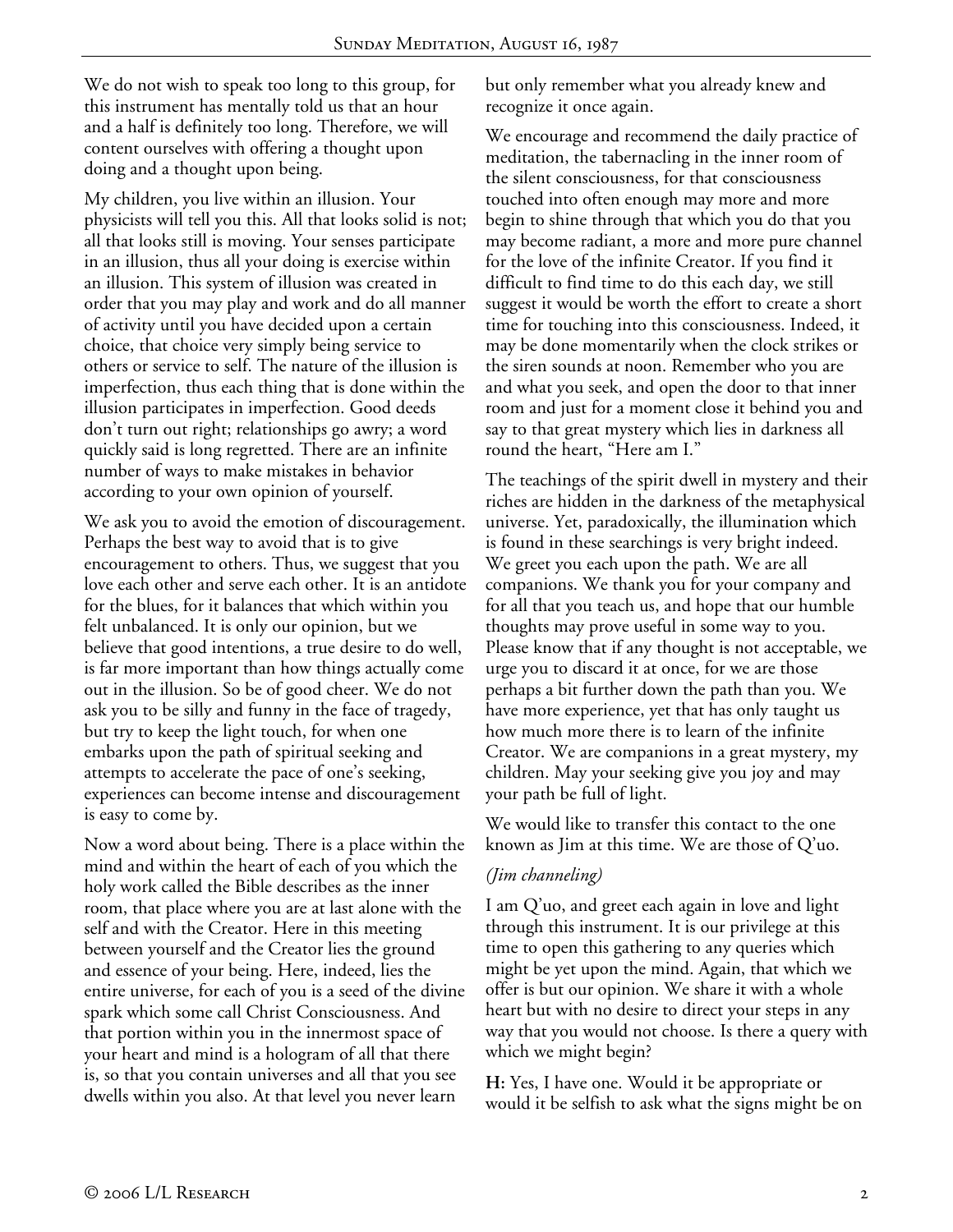We do not wish to speak too long to this group, for this instrument has mentally told us that an hour and a half is definitely too long. Therefore, we will content ourselves with offering a thought upon doing and a thought upon being.

My children, you live within an illusion. Your physicists will tell you this. All that looks solid is not; all that looks still is moving. Your senses participate in an illusion, thus all your doing is exercise within an illusion. This system of illusion was created in order that you may play and work and do all manner of activity until you have decided upon a certain choice, that choice very simply being service to others or service to self. The nature of the illusion is imperfection, thus each thing that is done within the illusion participates in imperfection. Good deeds don't turn out right; relationships go awry; a word quickly said is long regretted. There are an infinite number of ways to make mistakes in behavior according to your own opinion of yourself.

We ask you to avoid the emotion of discouragement. Perhaps the best way to avoid that is to give encouragement to others. Thus, we suggest that you love each other and serve each other. It is an antidote for the blues, for it balances that which within you felt unbalanced. It is only our opinion, but we believe that good intentions, a true desire to do well, is far more important than how things actually come out in the illusion. So be of good cheer. We do not ask you to be silly and funny in the face of tragedy, but try to keep the light touch, for when one embarks upon the path of spiritual seeking and attempts to accelerate the pace of one's seeking, experiences can become intense and discouragement is easy to come by.

Now a word about being. There is a place within the mind and within the heart of each of you which the holy work called the Bible describes as the inner room, that place where you are at last alone with the self and with the Creator. Here in this meeting between yourself and the Creator lies the ground and essence of your being. Here, indeed, lies the entire universe, for each of you is a seed of the divine spark which some call Christ Consciousness. And that portion within you in the innermost space of your heart and mind is a hologram of all that there is, so that you contain universes and all that you see dwells within you also. At that level you never learn but only remember what you already knew and recognize it once again.

We encourage and recommend the daily practice of meditation, the tabernacling in the inner room of the silent consciousness, for that consciousness touched into often enough may more and more begin to shine through that which you do that you may become radiant, a more and more pure channel for the love of the infinite Creator. If you find it difficult to find time to do this each day, we still suggest it would be worth the effort to create a short time for touching into this consciousness. Indeed, it may be done momentarily when the clock strikes or the siren sounds at noon. Remember who you are and what you seek, and open the door to that inner room and just for a moment close it behind you and say to that great mystery which lies in darkness all round the heart, "Here am I."

The teachings of the spirit dwell in mystery and their riches are hidden in the darkness of the metaphysical universe. Yet, paradoxically, the illumination which is found in these searchings is very bright indeed. We greet you each upon the path. We are all companions. We thank you for your company and for all that you teach us, and hope that our humble thoughts may prove useful in some way to you. Please know that if any thought is not acceptable, we urge you to discard it at once, for we are those perhaps a bit further down the path than you. We have more experience, yet that has only taught us how much more there is to learn of the infinite Creator. We are companions in a great mystery, my children. May your seeking give you joy and may your path be full of light.

We would like to transfer this contact to the one known as Jim at this time. We are those of Q'uo.

*(Jim channeling)*

I am Q'uo, and greet each again in love and light through this instrument. It is our privilege at this time to open this gathering to any queries which might be yet upon the mind. Again, that which we offer is but our opinion. We share it with a whole heart but with no desire to direct your steps in any way that you would not choose. Is there a query with which we might begin?

**H:** Yes, I have one. Would it be appropriate or would it be selfish to ask what the signs might be on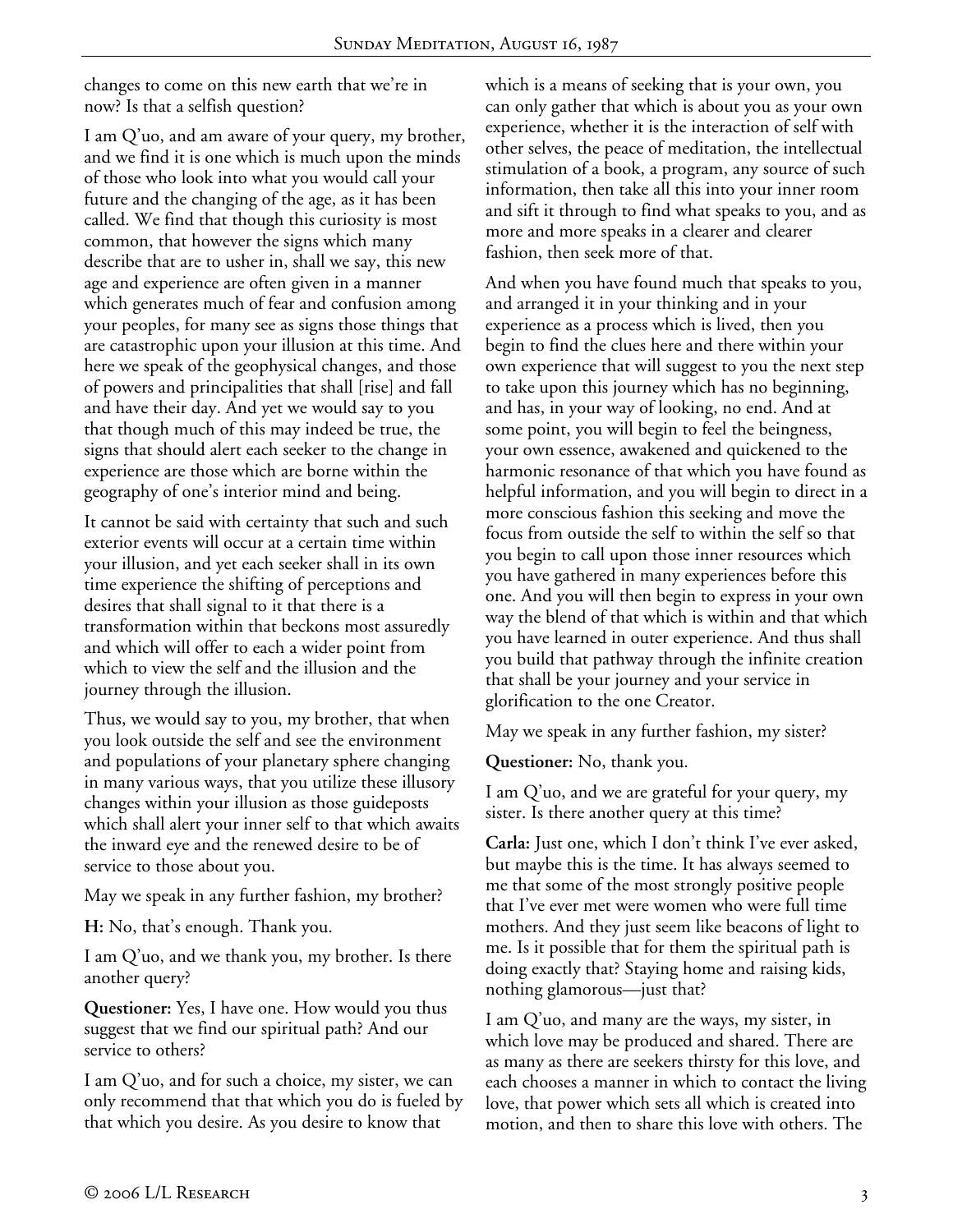changes to come on this new earth that we're in now? Is that a selfish question?

I am Q'uo, and am aware of your query, my brother, and we find it is one which is much upon the minds of those who look into what you would call your future and the changing of the age, as it has been called. We find that though this curiosity is most common, that however the signs which many describe that are to usher in, shall we say, this new age and experience are often given in a manner which generates much of fear and confusion among your peoples, for many see as signs those things that are catastrophic upon your illusion at this time. And here we speak of the geophysical changes, and those of powers and principalities that shall [rise] and fall and have their day. And yet we would say to you that though much of this may indeed be true, the signs that should alert each seeker to the change in experience are those which are borne within the geography of one's interior mind and being.

It cannot be said with certainty that such and such exterior events will occur at a certain time within your illusion, and yet each seeker shall in its own time experience the shifting of perceptions and desires that shall signal to it that there is a transformation within that beckons most assuredly and which will offer to each a wider point from which to view the self and the illusion and the journey through the illusion.

Thus, we would say to you, my brother, that when you look outside the self and see the environment and populations of your planetary sphere changing in many various ways, that you utilize these illusory changes within your illusion as those guideposts which shall alert your inner self to that which awaits the inward eye and the renewed desire to be of service to those about you.

May we speak in any further fashion, my brother?

**H:** No, that's enough. Thank you.

I am Q'uo, and we thank you, my brother. Is there another query?

**Questioner:** Yes, I have one. How would you thus suggest that we find our spiritual path? And our service to others?

I am Q'uo, and for such a choice, my sister, we can only recommend that that which you do is fueled by that which you desire. As you desire to know that which is a means of seeking that is your own, you can only gather that which is about you as your own experience, whether it is the interaction of self with other selves, the peace of meditation, the intellectual stimulation of a book, a program, any source of such information, then take all this into your inner room and sift it through to find what speaks to you, and as more and more speaks in a clearer and clearer fashion, then seek more of that.

And when you have found much that speaks to you, and arranged it in your thinking and in your experience as a process which is lived, then you begin to find the clues here and there within your own experience that will suggest to you the next step to take upon this journey which has no beginning, and has, in your way of looking, no end. And at some point, you will begin to feel the beingness, your own essence, awakened and quickened to the harmonic resonance of that which you have found as helpful information, and you will begin to direct in a more conscious fashion this seeking and move the focus from outside the self to within the self so that you begin to call upon those inner resources which you have gathered in many experiences before this one. And you will then begin to express in your own way the blend of that which is within and that which you have learned in outer experience. And thus shall you build that pathway through the infinite creation that shall be your journey and your service in glorification to the one Creator.

May we speak in any further fashion, my sister?

**Questioner:** No, thank you.

I am Q'uo, and we are grateful for your query, my sister. Is there another query at this time?

**Carla:** Just one, which I don't think I've ever asked, but maybe this is the time. It has always seemed to me that some of the most strongly positive people that I've ever met were women who were full time mothers. And they just seem like beacons of light to me. Is it possible that for them the spiritual path is doing exactly that? Staying home and raising kids, nothing glamorous—just that?

I am Q'uo, and many are the ways, my sister, in which love may be produced and shared. There are as many as there are seekers thirsty for this love, and each chooses a manner in which to contact the living love, that power which sets all which is created into motion, and then to share this love with others. The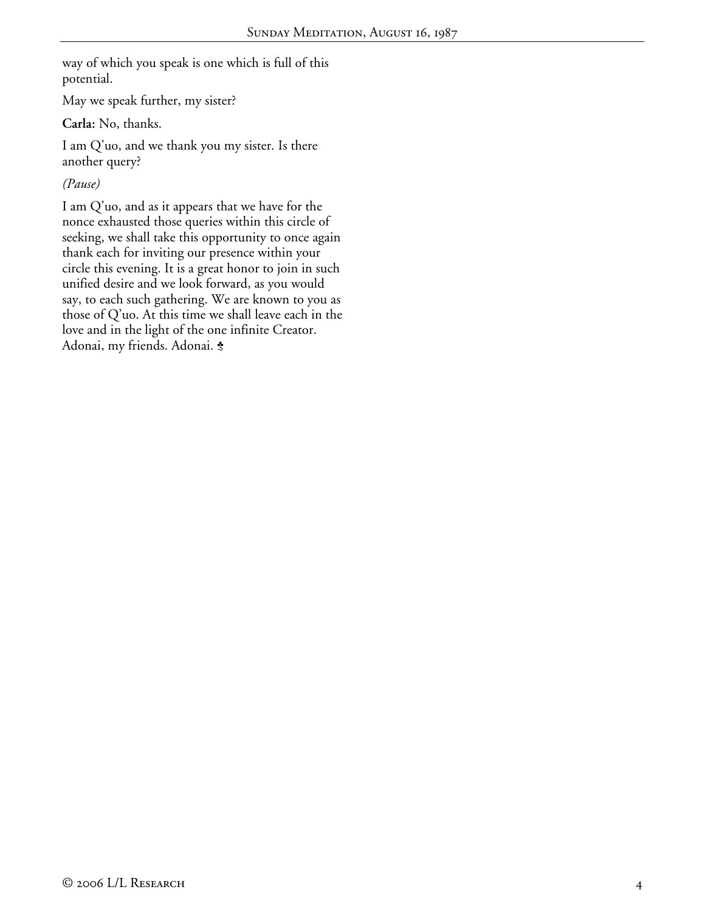way of which you speak is one which is full of this potential.

May we speak further, my sister?

**Carla:** No, thanks.

I am Q'uo, and we thank you my sister. Is there another query?

*(Pause)*

I am Q'uo, and as it appears that we have for the nonce exhausted those queries within this circle of seeking, we shall take this opportunity to once again thank each for inviting our presence within your circle this evening. It is a great honor to join in such unified desire and we look forward, as you would say, to each such gathering. We are known to you as those of Q'uo. At this time we shall leave each in the love and in the light of the one infinite Creator. Adonai, my friends. Adonai.